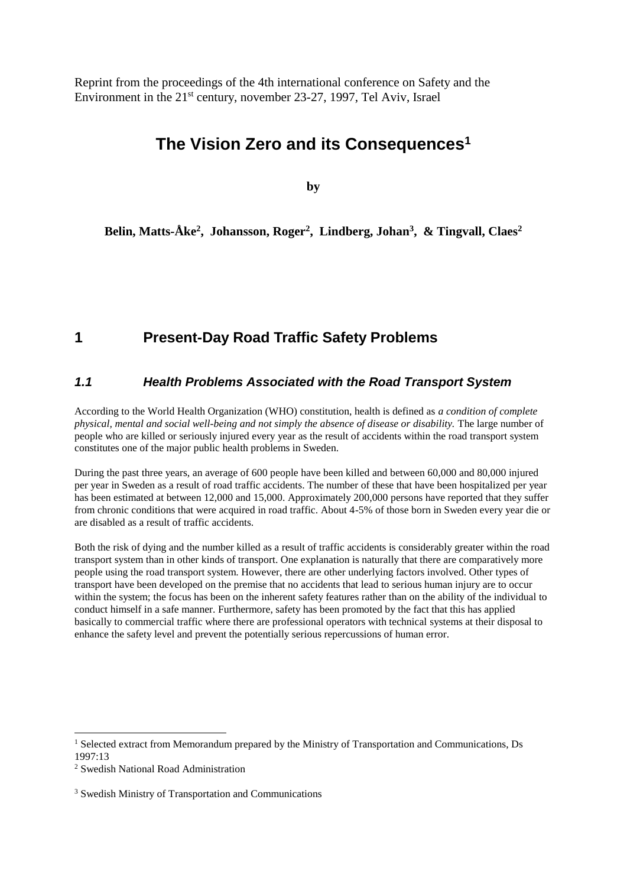Reprint from the proceedings of the 4th international conference on Safety and the Environment in the 21st century, november 23-27, 1997, Tel Aviv, Israel

# The Vision Zero and its Consequences[1]

**by**

**Belin, Matts-Åke[2], Johansson, Roger[2], Lindberg, Johan[3], & Tingvall, Claes[2]**

## 1 Present-Day Road Traffic Safety Problems

### *1.1 Health Problems Associated with the Road Transport System*

According to the World Health Organization (WHO) constitution, health is defined as *a condition of complete physical, mental and social well-being and not simply the absence of disease or disability.* The large number of people who are killed or seriously injured every year as the result of accidents within the road transport system constitutes one of the major public health problems in Sweden.

During the past three years, an average of 600 people have been killed and between 60,000 and 80,000 injured per year in Sweden as a result of road traffic accidents. The number of these that have been hospitalized per year has been estimated at between 12,000 and 15,000. Approximately 200,000 persons have reported that they suffer from chronic conditions that were acquired in road traffic. About 4-5% of those born in Sweden every year die or are disabled as a result of traffic accidents.

Both the risk of dying and the number killed as a result of traffic accidents is considerably greater within the road transport system than in other kinds of transport. One explanation is naturally that there are comparatively more people using the road transport system. However, there are other underlying factors involved. Other types of transport have been developed on the premise that no accidents that lead to serious human injury are to occur within the system; the focus has been on the inherent safety features rather than on the ability of the individual to conduct himself in a safe manner. Furthermore, safety has been promoted by the fact that this has applied basically to commercial traffic where there are professional operators with technical systems at their disposal to enhance the safety level and prevent the potentially serious repercussions of human error.

---

[1] Selected extract from Memorandum prepared by the Ministry of Transportation and Communications, Ds 1997:13

[2] Swedish National Road Administration

[3] Swedish Ministry of Transportation and Communications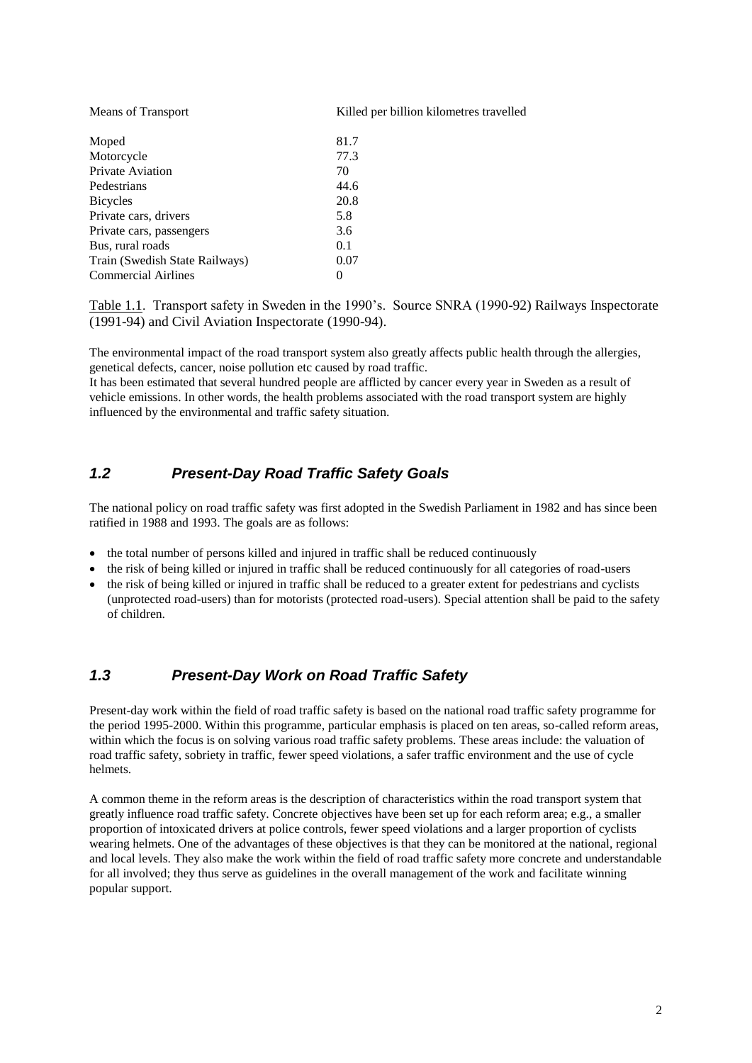| Means of Transport | Killed per billion kilometres travelled |
| --- | --- |
| Moped | 81.7 |
| Motorcycle | 77.3 |
| Private Aviation | 70 |
| Pedestrians | 44.6 |
| Bicycles | 20.8 |
| Private cars, drivers | 5.8 |
| Private cars, passengers | 3.6 |
| Bus, rural roads | 0.1 |
| Train (Swedish State Railways) | 0.07 |
| Commercial Airlines | 0 |

Table 1.1. Transport safety in Sweden in the 1990's. Source SNRA (1990-92) Railways Inspectorate (1991-94) and Civil Aviation Inspectorate (1990-94).

The environmental impact of the road transport system also greatly affects public health through the allergies, genetical defects, cancer, noise pollution etc caused by road traffic.
It has been estimated that several hundred people are afflicted by cancer every year in Sweden as a result of vehicle emissions. In other words, the health problems associated with the road transport system are highly influenced by the environmental and traffic safety situation.

## *1.2 Present-Day Road Traffic Safety Goals*

The national policy on road traffic safety was first adopted in the Swedish Parliament in 1982 and has since been ratified in 1988 and 1993. The goals are as follows:

- the total number of persons killed and injured in traffic shall be reduced continuously
- the risk of being killed or injured in traffic shall be reduced continuously for all categories of road-users
- the risk of being killed or injured in traffic shall be reduced to a greater extent for pedestrians and cyclists (unprotected road-users) than for motorists (protected road-users). Special attention shall be paid to the safety of children.

## *1.3 Present-Day Work on Road Traffic Safety*

Present-day work within the field of road traffic safety is based on the national road traffic safety programme for the period 1995-2000. Within this programme, particular emphasis is placed on ten areas, so-called reform areas, within which the focus is on solving various road traffic safety problems. These areas include: the valuation of road traffic safety, sobriety in traffic, fewer speed violations, a safer traffic environment and the use of cycle helmets.

A common theme in the reform areas is the description of characteristics within the road transport system that greatly influence road traffic safety. Concrete objectives have been set up for each reform area; e.g., a smaller proportion of intoxicated drivers at police controls, fewer speed violations and a larger proportion of cyclists wearing helmets. One of the advantages of these objectives is that they can be monitored at the national, regional and local levels. They also make the work within the field of road traffic safety more concrete and understandable for all involved; they thus serve as guidelines in the overall management of the work and facilitate winning popular support.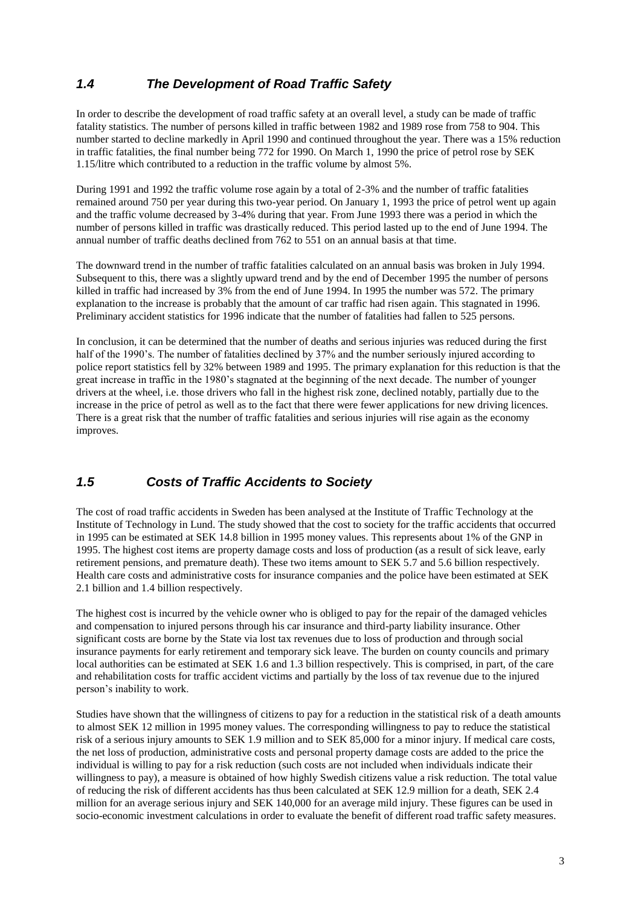## *1.4 The Development of Road Traffic Safety*

In order to describe the development of road traffic safety at an overall level, a study can be made of traffic fatality statistics. The number of persons killed in traffic between 1982 and 1989 rose from 758 to 904. This number started to decline markedly in April 1990 and continued throughout the year. There was a 15% reduction in traffic fatalities, the final number being 772 for 1990. On March 1, 1990 the price of petrol rose by SEK 1.15/litre which contributed to a reduction in the traffic volume by almost 5%.

During 1991 and 1992 the traffic volume rose again by a total of 2-3% and the number of traffic fatalities remained around 750 per year during this two-year period. On January 1, 1993 the price of petrol went up again and the traffic volume decreased by 3-4% during that year. From June 1993 there was a period in which the number of persons killed in traffic was drastically reduced. This period lasted up to the end of June 1994. The annual number of traffic deaths declined from 762 to 551 on an annual basis at that time.

The downward trend in the number of traffic fatalities calculated on an annual basis was broken in July 1994. Subsequent to this, there was a slightly upward trend and by the end of December 1995 the number of persons killed in traffic had increased by 3% from the end of June 1994. In 1995 the number was 572. The primary explanation to the increase is probably that the amount of car traffic had risen again. This stagnated in 1996. Preliminary accident statistics for 1996 indicate that the number of fatalities had fallen to 525 persons.

In conclusion, it can be determined that the number of deaths and serious injuries was reduced during the first half of the 1990's. The number of fatalities declined by 37% and the number seriously injured according to police report statistics fell by 32% between 1989 and 1995. The primary explanation for this reduction is that the great increase in traffic in the 1980's stagnated at the beginning of the next decade. The number of younger drivers at the wheel, i.e. those drivers who fall in the highest risk zone, declined notably, partially due to the increase in the price of petrol as well as to the fact that there were fewer applications for new driving licences. There is a great risk that the number of traffic fatalities and serious injuries will rise again as the economy improves.

## *1.5 Costs of Traffic Accidents to Society*

The cost of road traffic accidents in Sweden has been analysed at the Institute of Traffic Technology at the Institute of Technology in Lund. The study showed that the cost to society for the traffic accidents that occurred in 1995 can be estimated at SEK 14.8 billion in 1995 money values. This represents about 1% of the GNP in 1995. The highest cost items are property damage costs and loss of production (as a result of sick leave, early retirement pensions, and premature death). These two items amount to SEK 5.7 and 5.6 billion respectively. Health care costs and administrative costs for insurance companies and the police have been estimated at SEK 2.1 billion and 1.4 billion respectively.

The highest cost is incurred by the vehicle owner who is obliged to pay for the repair of the damaged vehicles and compensation to injured persons through his car insurance and third-party liability insurance. Other significant costs are borne by the State via lost tax revenues due to loss of production and through social insurance payments for early retirement and temporary sick leave. The burden on county councils and primary local authorities can be estimated at SEK 1.6 and 1.3 billion respectively. This is comprised, in part, of the care and rehabilitation costs for traffic accident victims and partially by the loss of tax revenue due to the injured person's inability to work.

Studies have shown that the willingness of citizens to pay for a reduction in the statistical risk of a death amounts to almost SEK 12 million in 1995 money values. The corresponding willingness to pay to reduce the statistical risk of a serious injury amounts to SEK 1.9 million and to SEK 85,000 for a minor injury. If medical care costs, the net loss of production, administrative costs and personal property damage costs are added to the price the individual is willing to pay for a risk reduction (such costs are not included when individuals indicate their willingness to pay), a measure is obtained of how highly Swedish citizens value a risk reduction. The total value of reducing the risk of different accidents has thus been calculated at SEK 12.9 million for a death, SEK 2.4 million for an average serious injury and SEK 140,000 for an average mild injury. These figures can be used in socio-economic investment calculations in order to evaluate the benefit of different road traffic safety measures.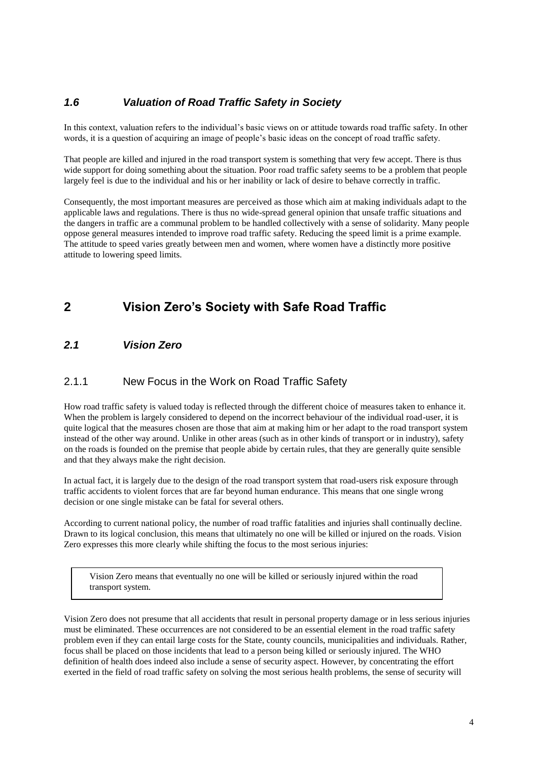### *1.6 Valuation of Road Traffic Safety in Society*

In this context, valuation refers to the individual's basic views on or attitude towards road traffic safety. In other words, it is a question of acquiring an image of people's basic ideas on the concept of road traffic safety.

That people are killed and injured in the road transport system is something that very few accept. There is thus wide support for doing something about the situation. Poor road traffic safety seems to be a problem that people largely feel is due to the individual and his or her inability or lack of desire to behave correctly in traffic.

Consequently, the most important measures are perceived as those which aim at making individuals adapt to the applicable laws and regulations. There is thus no wide-spread general opinion that unsafe traffic situations and the dangers in traffic are a communal problem to be handled collectively with a sense of solidarity. Many people oppose general measures intended to improve road traffic safety. Reducing the speed limit is a prime example. The attitude to speed varies greatly between men and women, where women have a distinctly more positive attitude to lowering speed limits.

# 2 Vision Zero's Society with Safe Road Traffic

## *2.1 Vision Zero*

### 2.1.1 New Focus in the Work on Road Traffic Safety

How road traffic safety is valued today is reflected through the different choice of measures taken to enhance it. When the problem is largely considered to depend on the incorrect behaviour of the individual road-user, it is quite logical that the measures chosen are those that aim at making him or her adapt to the road transport system instead of the other way around. Unlike in other areas (such as in other kinds of transport or in industry), safety on the roads is founded on the premise that people abide by certain rules, that they are generally quite sensible and that they always make the right decision.

In actual fact, it is largely due to the design of the road transport system that road-users risk exposure through traffic accidents to violent forces that are far beyond human endurance. This means that one single wrong decision or one single mistake can be fatal for several others.

According to current national policy, the number of road traffic fatalities and injuries shall continually decline. Drawn to its logical conclusion, this means that ultimately no one will be killed or injured on the roads. Vision Zero expresses this more clearly while shifting the focus to the most serious injuries:

> Vision Zero means that eventually no one will be killed or seriously injured within the road transport system.

Vision Zero does not presume that all accidents that result in personal property damage or in less serious injuries must be eliminated. These occurrences are not considered to be an essential element in the road traffic safety problem even if they can entail large costs for the State, county councils, municipalities and individuals. Rather, focus shall be placed on those incidents that lead to a person being killed or seriously injured. The WHO definition of health does indeed also include a sense of security aspect. However, by concentrating the effort exerted in the field of road traffic safety on solving the most serious health problems, the sense of security will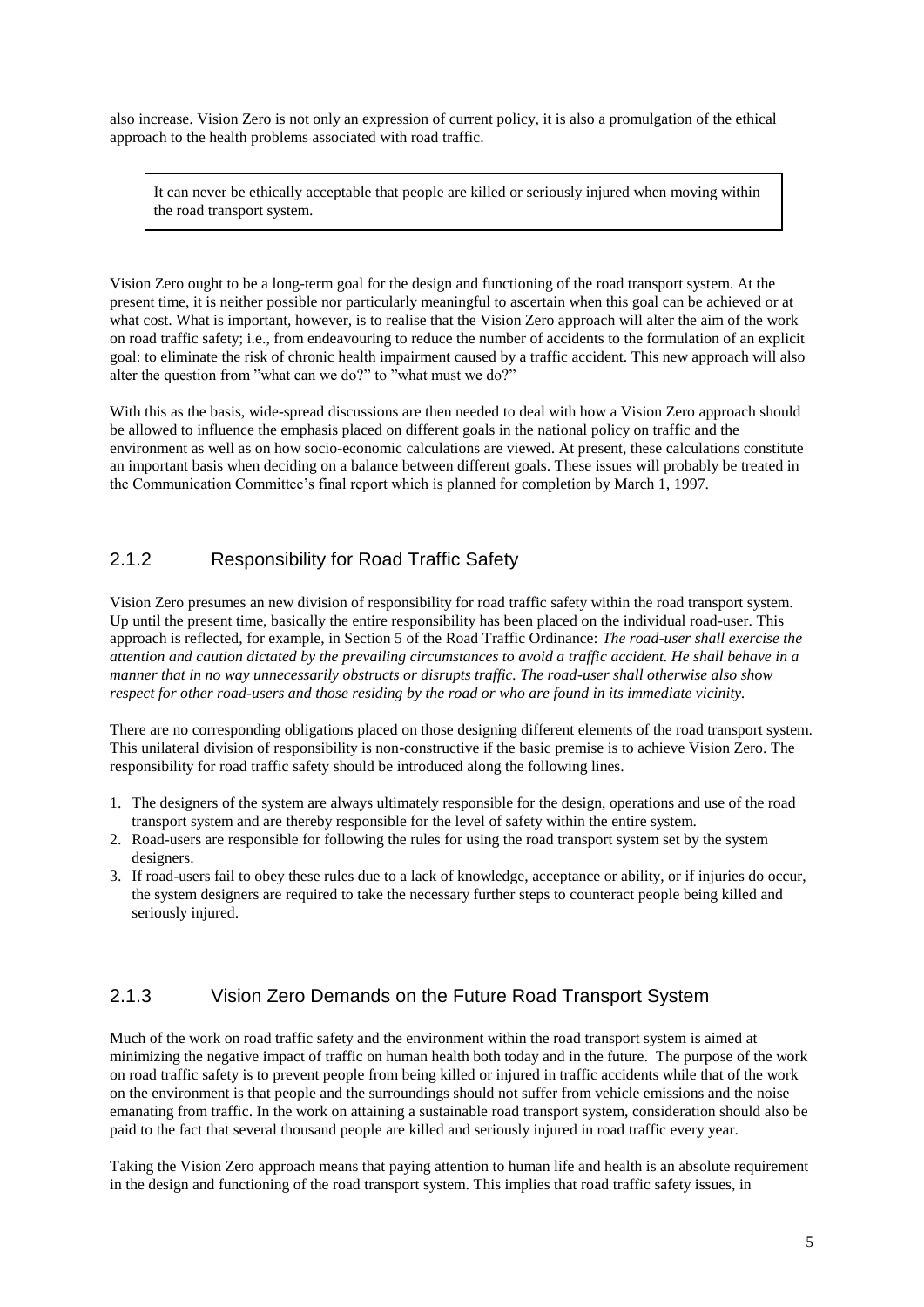also increase. Vision Zero is not only an expression of current policy, it is also a promulgation of the ethical approach to the health problems associated with road traffic.

> It can never be ethically acceptable that people are killed or seriously injured when moving within the road transport system.

Vision Zero ought to be a long-term goal for the design and functioning of the road transport system. At the present time, it is neither possible nor particularly meaningful to ascertain when this goal can be achieved or at what cost. What is important, however, is to realise that the Vision Zero approach will alter the aim of the work on road traffic safety; i.e., from endeavouring to reduce the number of accidents to the formulation of an explicit goal: to eliminate the risk of chronic health impairment caused by a traffic accident. This new approach will also alter the question from "what can we do?" to "what must we do?"

With this as the basis, wide-spread discussions are then needed to deal with how a Vision Zero approach should be allowed to influence the emphasis placed on different goals in the national policy on traffic and the environment as well as on how socio-economic calculations are viewed. At present, these calculations constitute an important basis when deciding on a balance between different goals. These issues will probably be treated in the Communication Committee's final report which is planned for completion by March 1, 1997.

### 2.1.2 Responsibility for Road Traffic Safety

Vision Zero presumes an new division of responsibility for road traffic safety within the road transport system. Up until the present time, basically the entire responsibility has been placed on the individual road-user. This approach is reflected, for example, in Section 5 of the Road Traffic Ordinance: *The road-user shall exercise the attention and caution dictated by the prevailing circumstances to avoid a traffic accident. He shall behave in a manner that in no way unnecessarily obstructs or disrupts traffic. The road-user shall otherwise also show respect for other road-users and those residing by the road or who are found in its immediate vicinity.*

There are no corresponding obligations placed on those designing different elements of the road transport system. This unilateral division of responsibility is non-constructive if the basic premise is to achieve Vision Zero. The responsibility for road traffic safety should be introduced along the following lines.

1. The designers of the system are always ultimately responsible for the design, operations and use of the road transport system and are thereby responsible for the level of safety within the entire system.
2. Road-users are responsible for following the rules for using the road transport system set by the system designers.
3. If road-users fail to obey these rules due to a lack of knowledge, acceptance or ability, or if injuries do occur, the system designers are required to take the necessary further steps to counteract people being killed and seriously injured.

### 2.1.3 Vision Zero Demands on the Future Road Transport System

Much of the work on road traffic safety and the environment within the road transport system is aimed at minimizing the negative impact of traffic on human health both today and in the future. The purpose of the work on road traffic safety is to prevent people from being killed or injured in traffic accidents while that of the work on the environment is that people and the surroundings should not suffer from vehicle emissions and the noise emanating from traffic. In the work on attaining a sustainable road transport system, consideration should also be paid to the fact that several thousand people are killed and seriously injured in road traffic every year.

Taking the Vision Zero approach means that paying attention to human life and health is an absolute requirement in the design and functioning of the road transport system. This implies that road traffic safety issues, in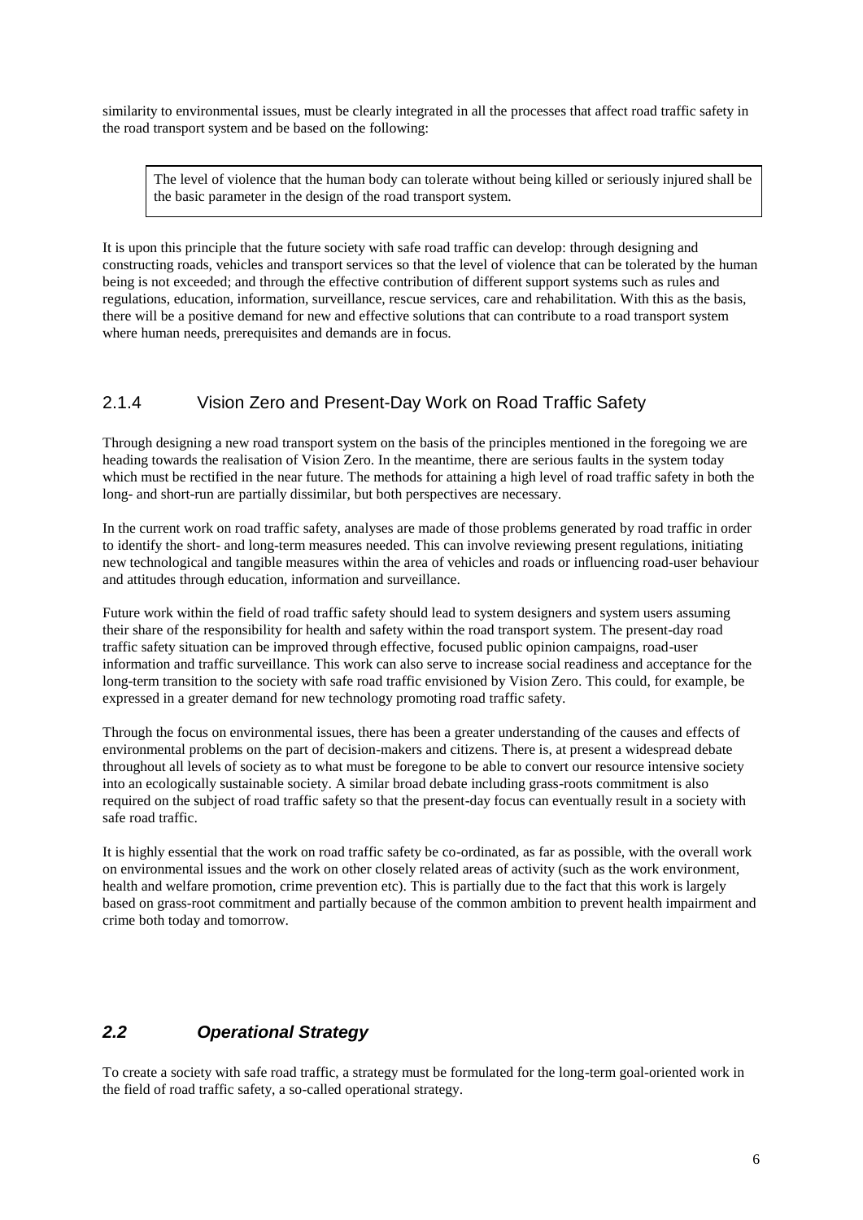similarity to environmental issues, must be clearly integrated in all the processes that affect road traffic safety in the road transport system and be based on the following:

> The level of violence that the human body can tolerate without being killed or seriously injured shall be the basic parameter in the design of the road transport system.

It is upon this principle that the future society with safe road traffic can develop: through designing and constructing roads, vehicles and transport services so that the level of violence that can be tolerated by the human being is not exceeded; and through the effective contribution of different support systems such as rules and regulations, education, information, surveillance, rescue services, care and rehabilitation. With this as the basis, there will be a positive demand for new and effective solutions that can contribute to a road transport system where human needs, prerequisites and demands are in focus.

### 2.1.4 Vision Zero and Present-Day Work on Road Traffic Safety

Through designing a new road transport system on the basis of the principles mentioned in the foregoing we are heading towards the realisation of Vision Zero. In the meantime, there are serious faults in the system today which must be rectified in the near future. The methods for attaining a high level of road traffic safety in both the long- and short-run are partially dissimilar, but both perspectives are necessary.

In the current work on road traffic safety, analyses are made of those problems generated by road traffic in order to identify the short- and long-term measures needed. This can involve reviewing present regulations, initiating new technological and tangible measures within the area of vehicles and roads or influencing road-user behaviour and attitudes through education, information and surveillance.

Future work within the field of road traffic safety should lead to system designers and system users assuming their share of the responsibility for health and safety within the road transport system. The present-day road traffic safety situation can be improved through effective, focused public opinion campaigns, road-user information and traffic surveillance. This work can also serve to increase social readiness and acceptance for the long-term transition to the society with safe road traffic envisioned by Vision Zero. This could, for example, be expressed in a greater demand for new technology promoting road traffic safety.

Through the focus on environmental issues, there has been a greater understanding of the causes and effects of environmental problems on the part of decision-makers and citizens. There is, at present a widespread debate throughout all levels of society as to what must be foregone to be able to convert our resource intensive society into an ecologically sustainable society. A similar broad debate including grass-roots commitment is also required on the subject of road traffic safety so that the present-day focus can eventually result in a society with safe road traffic.

It is highly essential that the work on road traffic safety be co-ordinated, as far as possible, with the overall work on environmental issues and the work on other closely related areas of activity (such as the work environment, health and welfare promotion, crime prevention etc). This is partially due to the fact that this work is largely based on grass-root commitment and partially because of the common ambition to prevent health impairment and crime both today and tomorrow.

## *2.2 Operational Strategy*

To create a society with safe road traffic, a strategy must be formulated for the long-term goal-oriented work in the field of road traffic safety, a so-called operational strategy.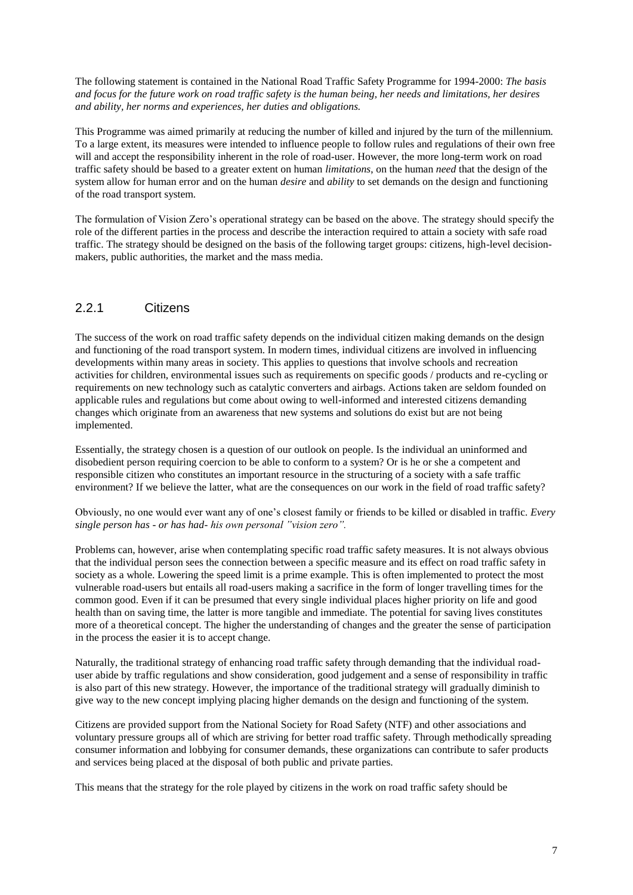The following statement is contained in the National Road Traffic Safety Programme for 1994-2000: *The basis and focus for the future work on road traffic safety is the human being, her needs and limitations, her desires and ability, her norms and experiences, her duties and obligations.*

This Programme was aimed primarily at reducing the number of killed and injured by the turn of the millennium. To a large extent, its measures were intended to influence people to follow rules and regulations of their own free will and accept the responsibility inherent in the role of road-user. However, the more long-term work on road traffic safety should be based to a greater extent on human *limitations*, on the human *need* that the design of the system allow for human error and on the human *desire* and *ability* to set demands on the design and functioning of the road transport system.

The formulation of Vision Zero's operational strategy can be based on the above. The strategy should specify the role of the different parties in the process and describe the interaction required to attain a society with safe road traffic. The strategy should be designed on the basis of the following target groups: citizens, high-level decision-makers, public authorities, the market and the mass media.

### 2.2.1 Citizens

The success of the work on road traffic safety depends on the individual citizen making demands on the design and functioning of the road transport system. In modern times, individual citizens are involved in influencing developments within many areas in society. This applies to questions that involve schools and recreation activities for children, environmental issues such as requirements on specific goods / products and re-cycling or requirements on new technology such as catalytic converters and airbags. Actions taken are seldom founded on applicable rules and regulations but come about owing to well-informed and interested citizens demanding changes which originate from an awareness that new systems and solutions do exist but are not being implemented.

Essentially, the strategy chosen is a question of our outlook on people. Is the individual an uninformed and disobedient person requiring coercion to be able to conform to a system? Or is he or she a competent and responsible citizen who constitutes an important resource in the structuring of a society with a safe traffic environment? If we believe the latter, what are the consequences on our work in the field of road traffic safety?

Obviously, no one would ever want any of one's closest family or friends to be killed or disabled in traffic. *Every single person has - or has had- his own personal "vision zero".*

Problems can, however, arise when contemplating specific road traffic safety measures. It is not always obvious that the individual person sees the connection between a specific measure and its effect on road traffic safety in society as a whole. Lowering the speed limit is a prime example. This is often implemented to protect the most vulnerable road-users but entails all road-users making a sacrifice in the form of longer travelling times for the common good. Even if it can be presumed that every single individual places higher priority on life and good health than on saving time, the latter is more tangible and immediate. The potential for saving lives constitutes more of a theoretical concept. The higher the understanding of changes and the greater the sense of participation in the process the easier it is to accept change.

Naturally, the traditional strategy of enhancing road traffic safety through demanding that the individual road-user abide by traffic regulations and show consideration, good judgement and a sense of responsibility in traffic is also part of this new strategy. However, the importance of the traditional strategy will gradually diminish to give way to the new concept implying placing higher demands on the design and functioning of the system.

Citizens are provided support from the National Society for Road Safety (NTF) and other associations and voluntary pressure groups all of which are striving for better road traffic safety. Through methodically spreading consumer information and lobbying for consumer demands, these organizations can contribute to safer products and services being placed at the disposal of both public and private parties.

This means that the strategy for the role played by citizens in the work on road traffic safety should be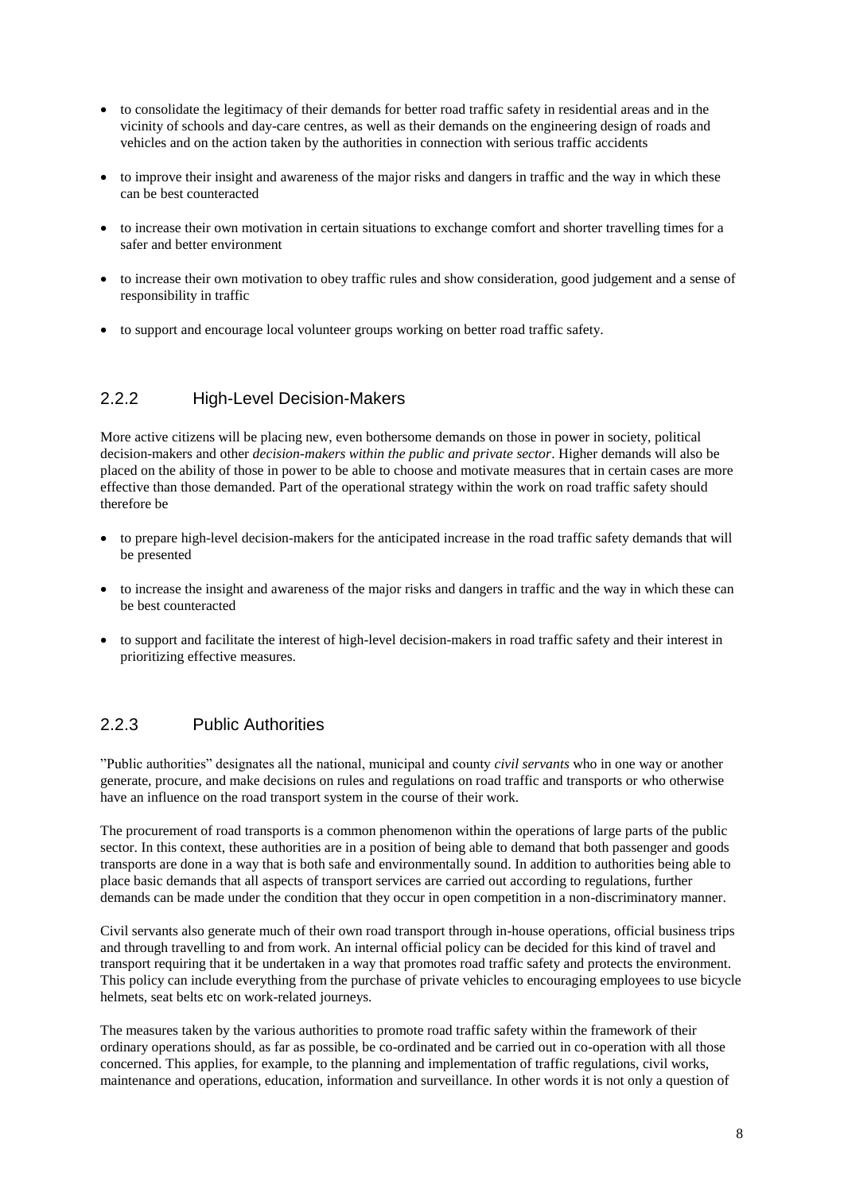- to consolidate the legitimacy of their demands for better road traffic safety in residential areas and in the vicinity of schools and day-care centres, as well as their demands on the engineering design of roads and vehicles and on the action taken by the authorities in connection with serious traffic accidents
- to improve their insight and awareness of the major risks and dangers in traffic and the way in which these can be best counteracted
- to increase their own motivation in certain situations to exchange comfort and shorter travelling times for a safer and better environment
- to increase their own motivation to obey traffic rules and show consideration, good judgement and a sense of responsibility in traffic
- to support and encourage local volunteer groups working on better road traffic safety.

### 2.2.2 High-Level Decision-Makers

More active citizens will be placing new, even bothersome demands on those in power in society, political decision-makers and other *decision-makers within the public and private sector*. Higher demands will also be placed on the ability of those in power to be able to choose and motivate measures that in certain cases are more effective than those demanded. Part of the operational strategy within the work on road traffic safety should therefore be

- to prepare high-level decision-makers for the anticipated increase in the road traffic safety demands that will be presented
- to increase the insight and awareness of the major risks and dangers in traffic and the way in which these can be best counteracted
- to support and facilitate the interest of high-level decision-makers in road traffic safety and their interest in prioritizing effective measures.

### 2.2.3 Public Authorities

"Public authorities" designates all the national, municipal and county *civil servants* who in one way or another generate, procure, and make decisions on rules and regulations on road traffic and transports or who otherwise have an influence on the road transport system in the course of their work.

The procurement of road transports is a common phenomenon within the operations of large parts of the public sector. In this context, these authorities are in a position of being able to demand that both passenger and goods transports are done in a way that is both safe and environmentally sound. In addition to authorities being able to place basic demands that all aspects of transport services are carried out according to regulations, further demands can be made under the condition that they occur in open competition in a non-discriminatory manner.

Civil servants also generate much of their own road transport through in-house operations, official business trips and through travelling to and from work. An internal official policy can be decided for this kind of travel and transport requiring that it be undertaken in a way that promotes road traffic safety and protects the environment. This policy can include everything from the purchase of private vehicles to encouraging employees to use bicycle helmets, seat belts etc on work-related journeys.

The measures taken by the various authorities to promote road traffic safety within the framework of their ordinary operations should, as far as possible, be co-ordinated and be carried out in co-operation with all those concerned. This applies, for example, to the planning and implementation of traffic regulations, civil works, maintenance and operations, education, information and surveillance. In other words it is not only a question of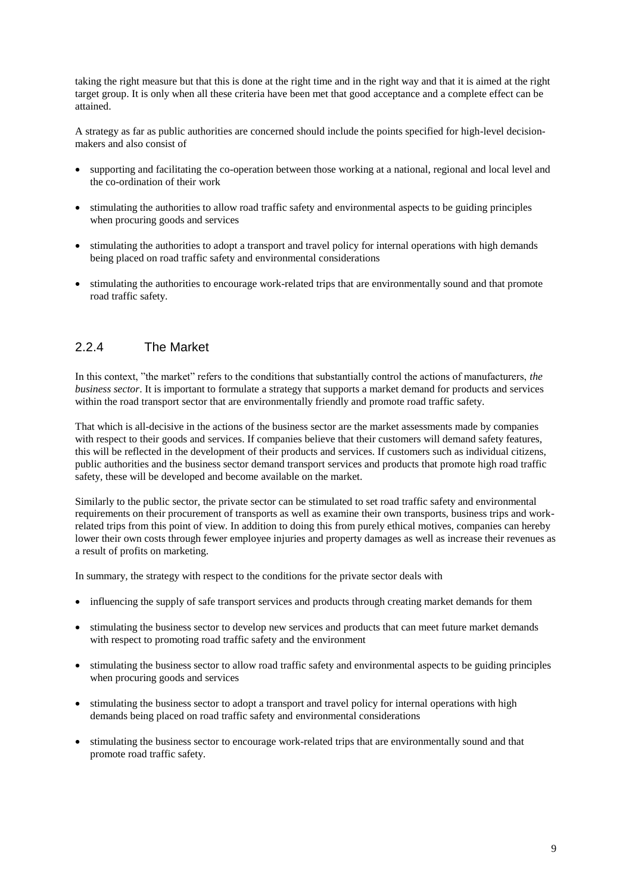taking the right measure but that this is done at the right time and in the right way and that it is aimed at the right target group. It is only when all these criteria have been met that good acceptance and a complete effect can be attained.

A strategy as far as public authorities are concerned should include the points specified for high-level decision-makers and also consist of

- supporting and facilitating the co-operation between those working at a national, regional and local level and the co-ordination of their work
- stimulating the authorities to allow road traffic safety and environmental aspects to be guiding principles when procuring goods and services
- stimulating the authorities to adopt a transport and travel policy for internal operations with high demands being placed on road traffic safety and environmental considerations
- stimulating the authorities to encourage work-related trips that are environmentally sound and that promote road traffic safety.

### 2.2.4 The Market

In this context, "the market" refers to the conditions that substantially control the actions of manufacturers, *the business sector*. It is important to formulate a strategy that supports a market demand for products and services within the road transport sector that are environmentally friendly and promote road traffic safety.

That which is all-decisive in the actions of the business sector are the market assessments made by companies with respect to their goods and services. If companies believe that their customers will demand safety features, this will be reflected in the development of their products and services. If customers such as individual citizens, public authorities and the business sector demand transport services and products that promote high road traffic safety, these will be developed and become available on the market.

Similarly to the public sector, the private sector can be stimulated to set road traffic safety and environmental requirements on their procurement of transports as well as examine their own transports, business trips and work-related trips from this point of view. In addition to doing this from purely ethical motives, companies can hereby lower their own costs through fewer employee injuries and property damages as well as increase their revenues as a result of profits on marketing.

In summary, the strategy with respect to the conditions for the private sector deals with

- influencing the supply of safe transport services and products through creating market demands for them
- stimulating the business sector to develop new services and products that can meet future market demands with respect to promoting road traffic safety and the environment
- stimulating the business sector to allow road traffic safety and environmental aspects to be guiding principles when procuring goods and services
- stimulating the business sector to adopt a transport and travel policy for internal operations with high demands being placed on road traffic safety and environmental considerations
- stimulating the business sector to encourage work-related trips that are environmentally sound and that promote road traffic safety.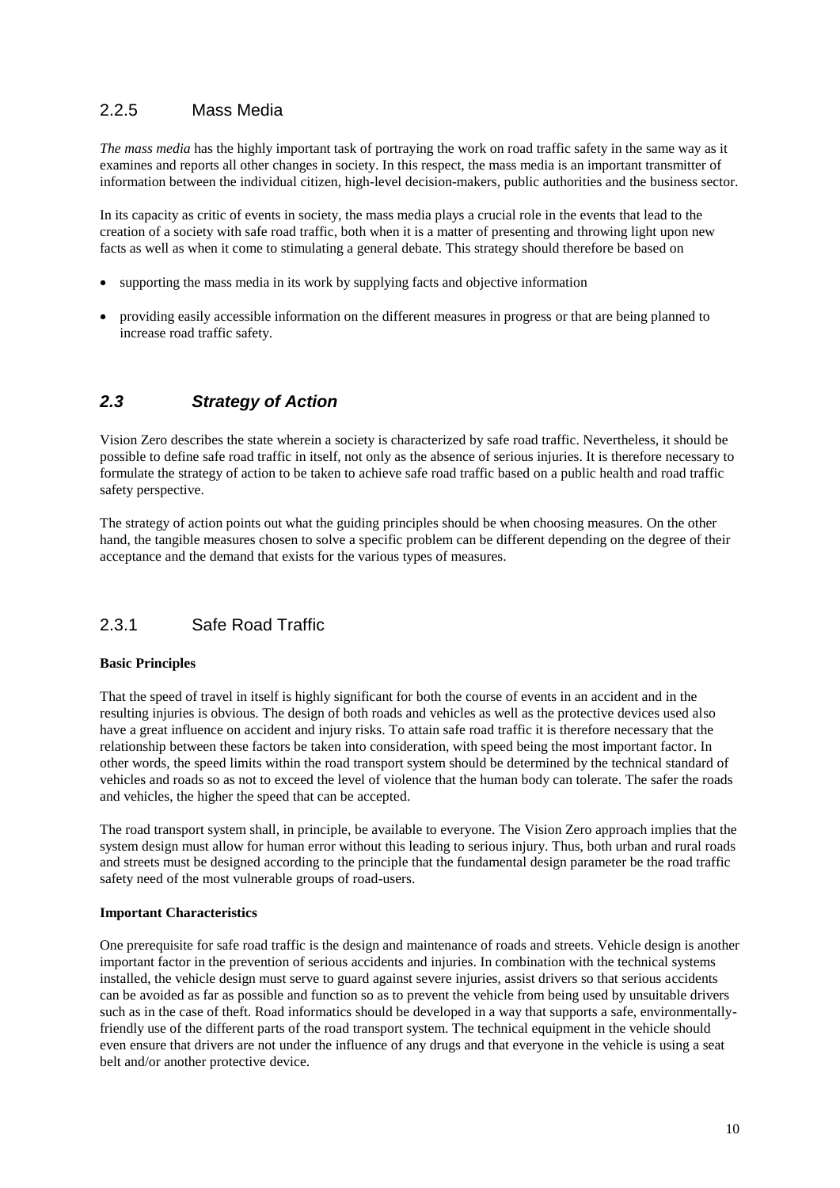### 2.2.5 Mass Media

*The mass media* has the highly important task of portraying the work on road traffic safety in the same way as it examines and reports all other changes in society. In this respect, the mass media is an important transmitter of information between the individual citizen, high-level decision-makers, public authorities and the business sector.

In its capacity as critic of events in society, the mass media plays a crucial role in the events that lead to the creation of a society with safe road traffic, both when it is a matter of presenting and throwing light upon new facts as well as when it come to stimulating a general debate. This strategy should therefore be based on

- supporting the mass media in its work by supplying facts and objective information
- providing easily accessible information on the different measures in progress or that are being planned to increase road traffic safety.

## *2.3 Strategy of Action*

Vision Zero describes the state wherein a society is characterized by safe road traffic. Nevertheless, it should be possible to define safe road traffic in itself, not only as the absence of serious injuries. It is therefore necessary to formulate the strategy of action to be taken to achieve safe road traffic based on a public health and road traffic safety perspective.

The strategy of action points out what the guiding principles should be when choosing measures. On the other hand, the tangible measures chosen to solve a specific problem can be different depending on the degree of their acceptance and the demand that exists for the various types of measures.

### 2.3.1 Safe Road Traffic

**Basic Principles**

That the speed of travel in itself is highly significant for both the course of events in an accident and in the resulting injuries is obvious. The design of both roads and vehicles as well as the protective devices used also have a great influence on accident and injury risks. To attain safe road traffic it is therefore necessary that the relationship between these factors be taken into consideration, with speed being the most important factor. In other words, the speed limits within the road transport system should be determined by the technical standard of vehicles and roads so as not to exceed the level of violence that the human body can tolerate. The safer the roads and vehicles, the higher the speed that can be accepted.

The road transport system shall, in principle, be available to everyone. The Vision Zero approach implies that the system design must allow for human error without this leading to serious injury. Thus, both urban and rural roads and streets must be designed according to the principle that the fundamental design parameter be the road traffic safety need of the most vulnerable groups of road-users.

**Important Characteristics**

One prerequisite for safe road traffic is the design and maintenance of roads and streets. Vehicle design is another important factor in the prevention of serious accidents and injuries. In combination with the technical systems installed, the vehicle design must serve to guard against severe injuries, assist drivers so that serious accidents can be avoided as far as possible and function so as to prevent the vehicle from being used by unsuitable drivers such as in the case of theft. Road informatics should be developed in a way that supports a safe, environmentally-friendly use of the different parts of the road transport system. The technical equipment in the vehicle should even ensure that drivers are not under the influence of any drugs and that everyone in the vehicle is using a seat belt and/or another protective device.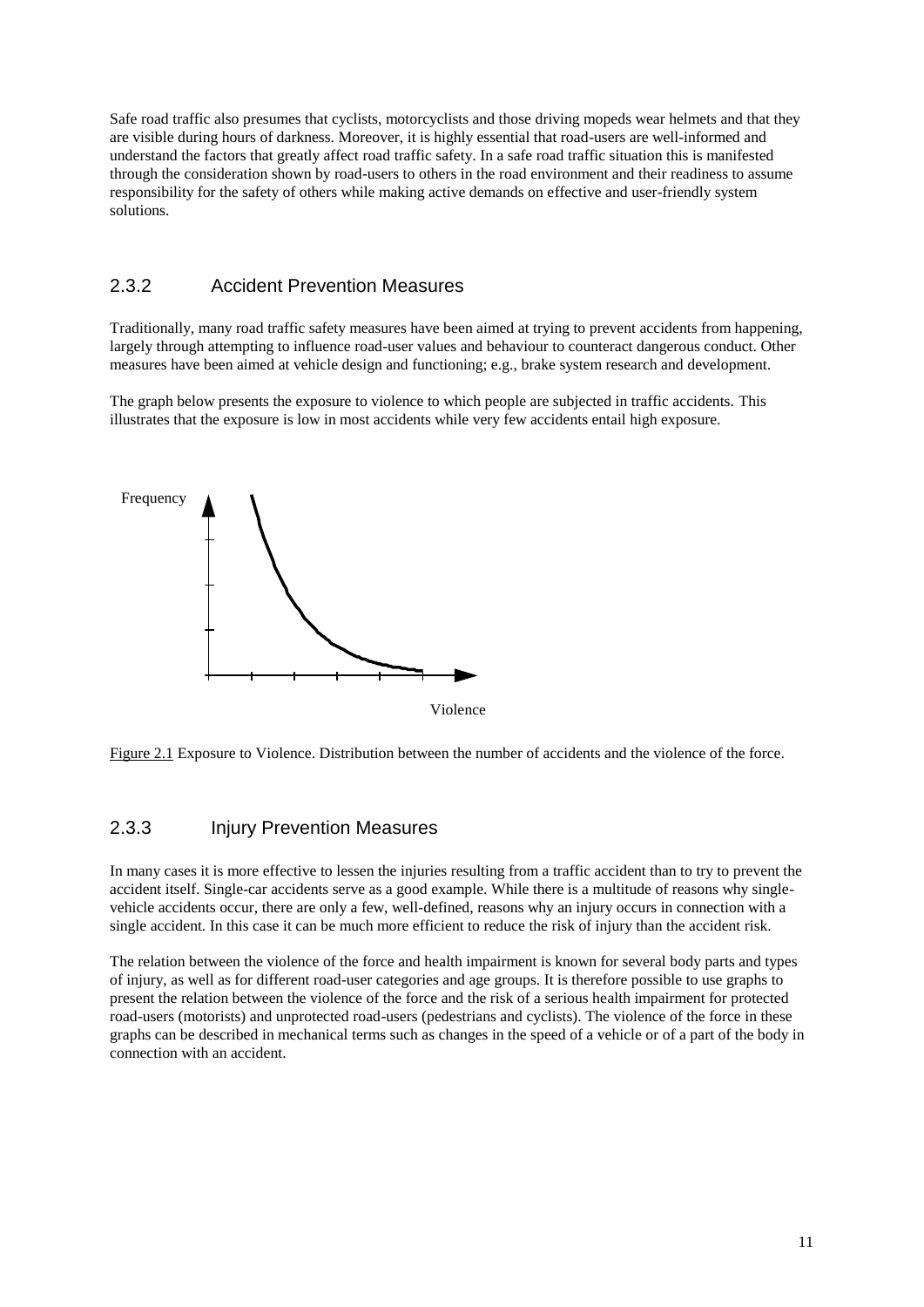Safe road traffic also presumes that cyclists, motorcyclists and those driving mopeds wear helmets and that they are visible during hours of darkness. Moreover, it is highly essential that road-users are well-informed and understand the factors that greatly affect road traffic safety. In a safe road traffic situation this is manifested through the consideration shown by road-users to others in the road environment and their readiness to assume responsibility for the safety of others while making active demands on effective and user-friendly system solutions.

### 2.3.2 Accident Prevention Measures

Traditionally, many road traffic safety measures have been aimed at trying to prevent accidents from happening, largely through attempting to influence road-user values and behaviour to counteract dangerous conduct. Other measures have been aimed at vehicle design and functioning; e.g., brake system research and development.

The graph below presents the exposure to violence to which people are subjected in traffic accidents. This illustrates that the exposure is low in most accidents while very few accidents entail high exposure.

Figure 2.1 Exposure to Violence. Distribution between the number of accidents and the violence of the force.

### 2.3.3 Injury Prevention Measures

In many cases it is more effective to lessen the injuries resulting from a traffic accident than to try to prevent the accident itself. Single-car accidents serve as a good example. While there is a multitude of reasons why single-vehicle accidents occur, there are only a few, well-defined, reasons why an injury occurs in connection with a single accident. In this case it can be much more efficient to reduce the risk of injury than the accident risk.

The relation between the violence of the force and health impairment is known for several body parts and types of injury, as well as for different road-user categories and age groups. It is therefore possible to use graphs to present the relation between the violence of the force and the risk of a serious health impairment for protected road-users (motorists) and unprotected road-users (pedestrians and cyclists). The violence of the force in these graphs can be described in mechanical terms such as changes in the speed of a vehicle or of a part of the body in connection with an accident.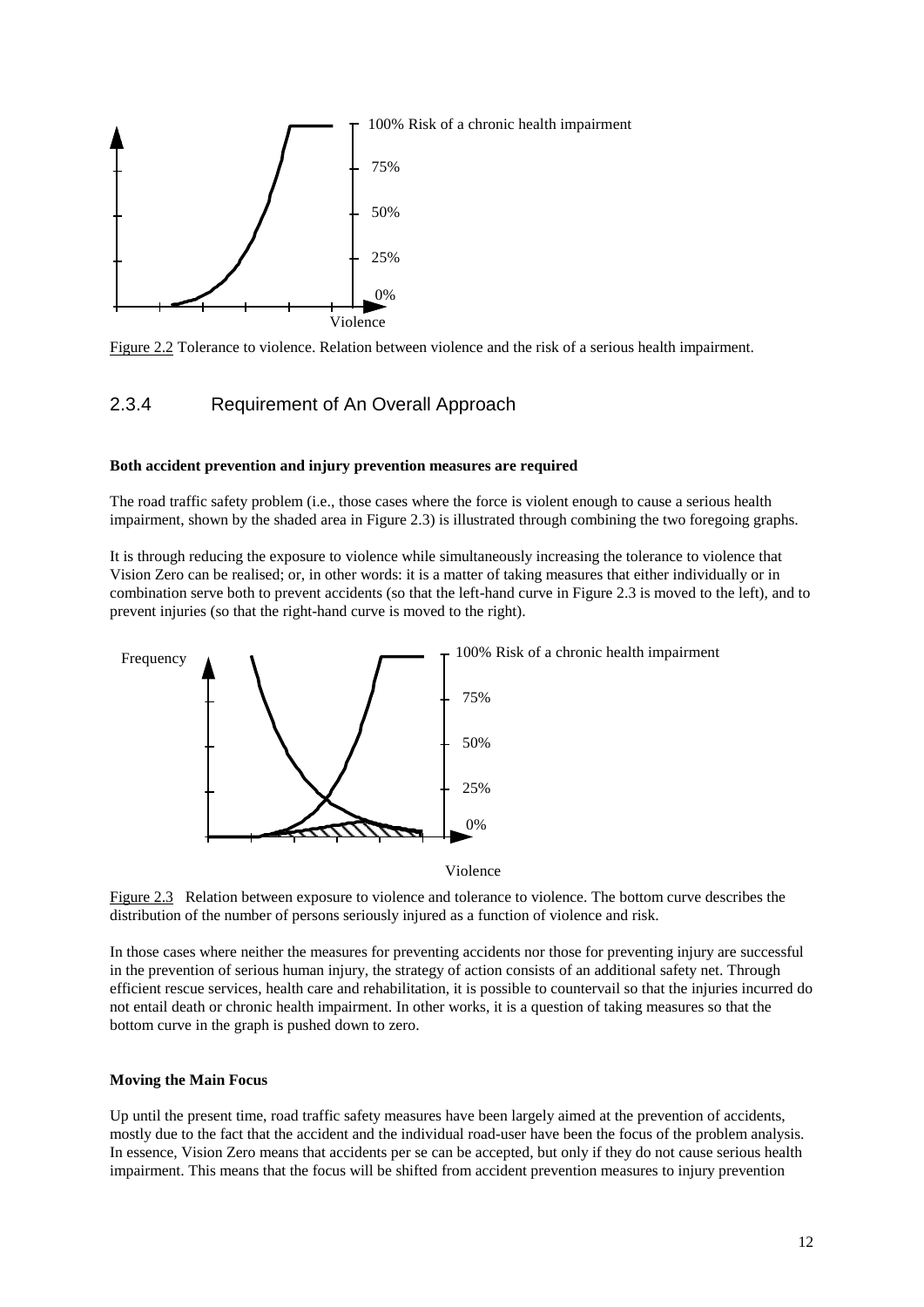Figure 2.2 Tolerance to violence. Relation between violence and the risk of a serious health impairment.

### 2.3.4 Requirement of An Overall Approach

**Both accident prevention and injury prevention measures are required**

The road traffic safety problem (i.e., those cases where the force is violent enough to cause a serious health impairment, shown by the shaded area in Figure 2.3) is illustrated through combining the two foregoing graphs.

It is through reducing the exposure to violence while simultaneously increasing the tolerance to violence that Vision Zero can be realised; or, in other words: it is a matter of taking measures that either individually or in combination serve both to prevent accidents (so that the left-hand curve in Figure 2.3 is moved to the left), and to prevent injuries (so that the right-hand curve is moved to the right).

Figure 2.3 Relation between exposure to violence and tolerance to violence. The bottom curve describes the distribution of the number of persons seriously injured as a function of violence and risk.

In those cases where neither the measures for preventing accidents nor those for preventing injury are successful in the prevention of serious human injury, the strategy of action consists of an additional safety net. Through efficient rescue services, health care and rehabilitation, it is possible to countervail so that the injuries incurred do not entail death or chronic health impairment. In other works, it is a question of taking measures so that the bottom curve in the graph is pushed down to zero.

**Moving the Main Focus**

Up until the present time, road traffic safety measures have been largely aimed at the prevention of accidents, mostly due to the fact that the accident and the individual road-user have been the focus of the problem analysis. In essence, Vision Zero means that accidents per se can be accepted, but only if they do not cause serious health impairment. This means that the focus will be shifted from accident prevention measures to injury prevention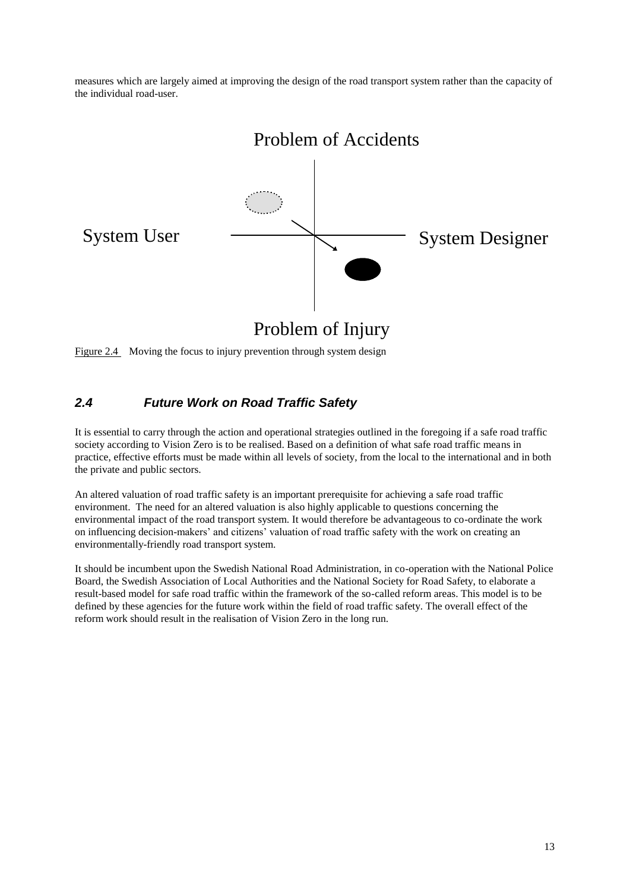measures which are largely aimed at improving the design of the road transport system rather than the capacity of the individual road-user.

Problem of Accidents

System User

System Designer

Problem of Injury

Figure 2.4 Moving the focus to injury prevention through system design

## *2.4 Future Work on Road Traffic Safety*

It is essential to carry through the action and operational strategies outlined in the foregoing if a safe road traffic society according to Vision Zero is to be realised. Based on a definition of what safe road traffic means in practice, effective efforts must be made within all levels of society, from the local to the international and in both the private and public sectors.

An altered valuation of road traffic safety is an important prerequisite for achieving a safe road traffic environment. The need for an altered valuation is also highly applicable to questions concerning the environmental impact of the road transport system. It would therefore be advantageous to co-ordinate the work on influencing decision-makers' and citizens' valuation of road traffic safety with the work on creating an environmentally-friendly road transport system.

It should be incumbent upon the Swedish National Road Administration, in co-operation with the National Police Board, the Swedish Association of Local Authorities and the National Society for Road Safety, to elaborate a result-based model for safe road traffic within the framework of the so-called reform areas. This model is to be defined by these agencies for the future work within the field of road traffic safety. The overall effect of the reform work should result in the realisation of Vision Zero in the long run.